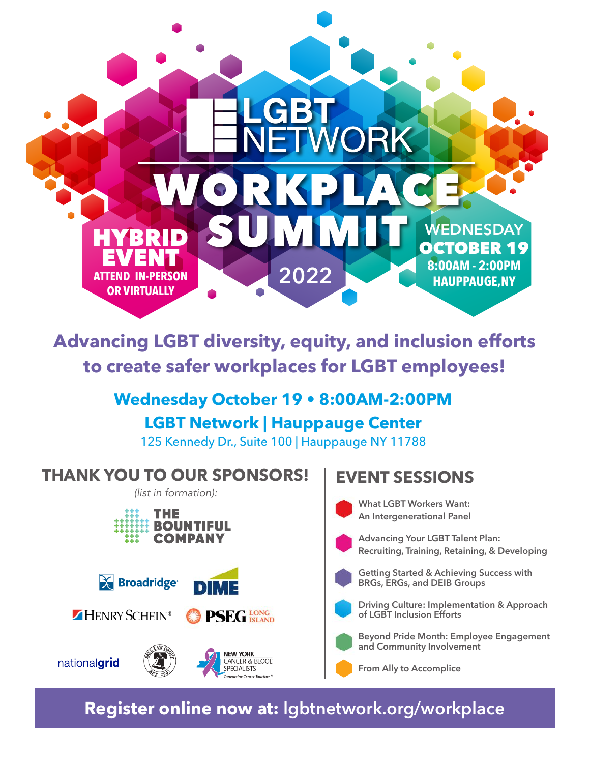# LGBT NETWORK

# WORKPLACE SUMMIT 2022

**HYBRID EVENT**
**ATTEND IN-PERSON OR VIRTUALLY**

**WEDNESDAY OCTOBER 19**
**8:00AM - 2:00PM**
**HAUPPAUGE, NY**

## Advancing LGBT diversity, equity, and inclusion efforts to create safer workplaces for LGBT employees!

**Wednesday October 19 • 8:00AM-2:00PM**

**LGBT Network | Hauppauge Center**

125 Kennedy Dr., Suite 100 | Hauppauge NY 11788

## THANK YOU TO OUR SPONSORS!

*(list in formation):*

- The Bountiful Company
- Broadridge
- DIME
- Henry Schein
- PSEG Long Island
- nationalgrid
- Bell Law Group
- New York Cancer & Blood Specialists

## EVENT SESSIONS

- What LGBT Workers Want: An Intergenerational Panel
- Advancing Your LGBT Talent Plan: Recruiting, Training, Retaining, & Developing
- Getting Started & Achieving Success with BRGs, ERGs, and DEIB Groups
- Driving Culture: Implementation & Approach of LGBT Inclusion Efforts
- Beyond Pride Month: Employee Engagement and Community Involvement
- From Ally to Accomplice

**Register online now at:** lgbtnetwork.org/workplace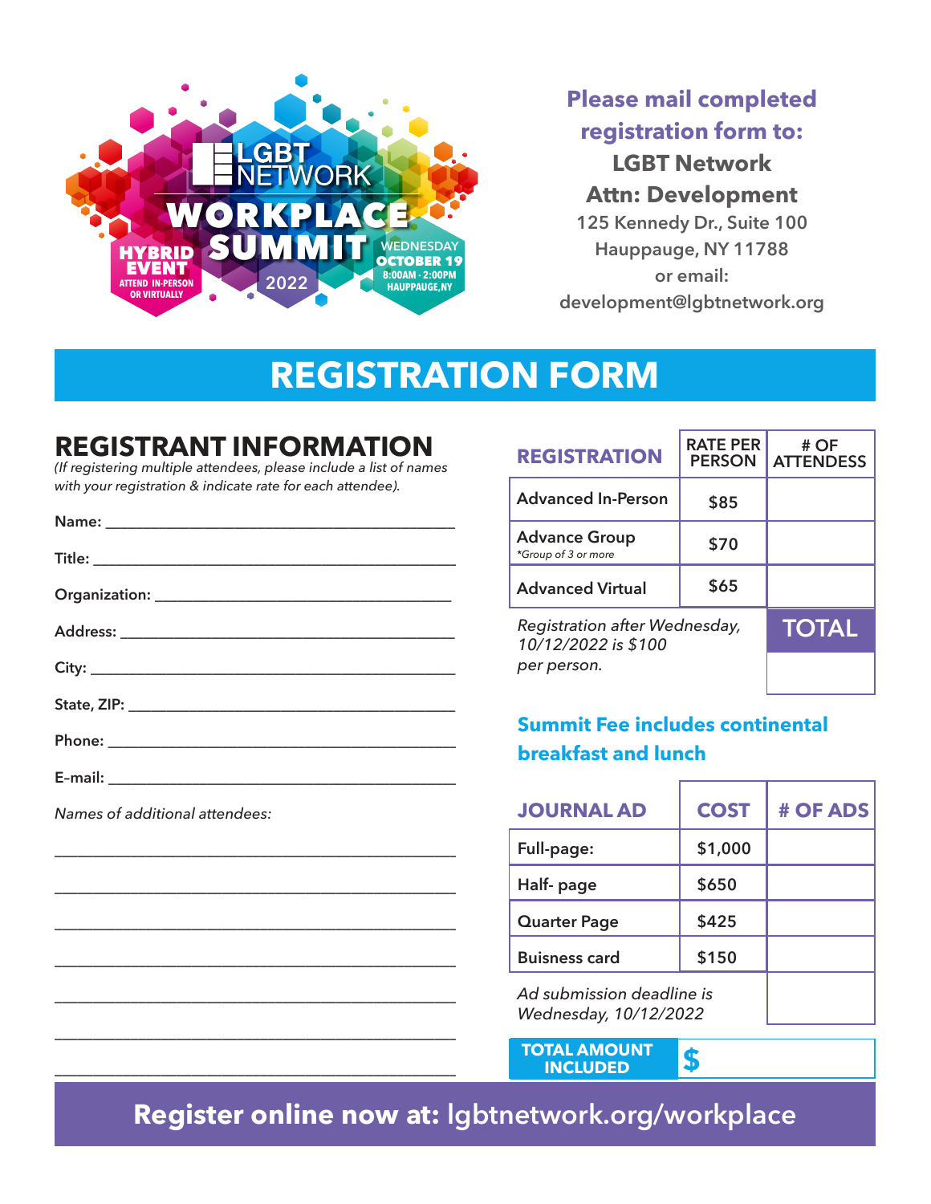LGBT NETWORK WORKPLACE SUMMIT 2022

HYBRID EVENT

ATTEND IN-PERSON OR VIRTUALLY

WEDNESDAY OCTOBER 19

8:00AM - 2:00PM

HAUPPAUGE, NY

**Please mail completed registration form to:**

**LGBT Network**

**Attn: Development**

125 Kennedy Dr., Suite 100

Hauppauge, NY 11788

or email:

development@lgbtnetwork.org

# REGISTRATION FORM

## REGISTRANT INFORMATION

*(If registering multiple attendees, please include a list of names with your registration & indicate rate for each attendee).*

Name: ___________________________________________

Title: ___________________________________________

Organization: ____________________________________

Address: _________________________________________

City: ____________________________________________

State, ZIP: ______________________________________

Phone: ___________________________________________

E-mail: __________________________________________

*Names of additional attendees:*

___________________________________________

___________________________________________

___________________________________________

___________________________________________

___________________________________________

___________________________________________

___________________________________________

| REGISTRATION | RATE PER PERSON | # OF ATTENDESS |
|---|---|---|
| Advanced In-Person | $85 | |
| Advance Group *\*Group of 3 or more* | $70 | |
| Advanced Virtual | $65 | |
| *Registration after Wednesday, 10/12/2022 is $100 per person.* | | **TOTAL** |

**Summit Fee includes continental breakfast and lunch**

| JOURNAL AD | COST | # OF ADS |
|---|---|---|
| Full-page: | $1,000 | |
| Half- page | $650 | |
| Quarter Page | $425 | |
| Buisness card | $150 | |
| *Ad submission deadline is Wednesday, 10/12/2022* | | |

**TOTAL AMOUNT INCLUDED** $

**Register online now at:** lgbtnetwork.org/workplace